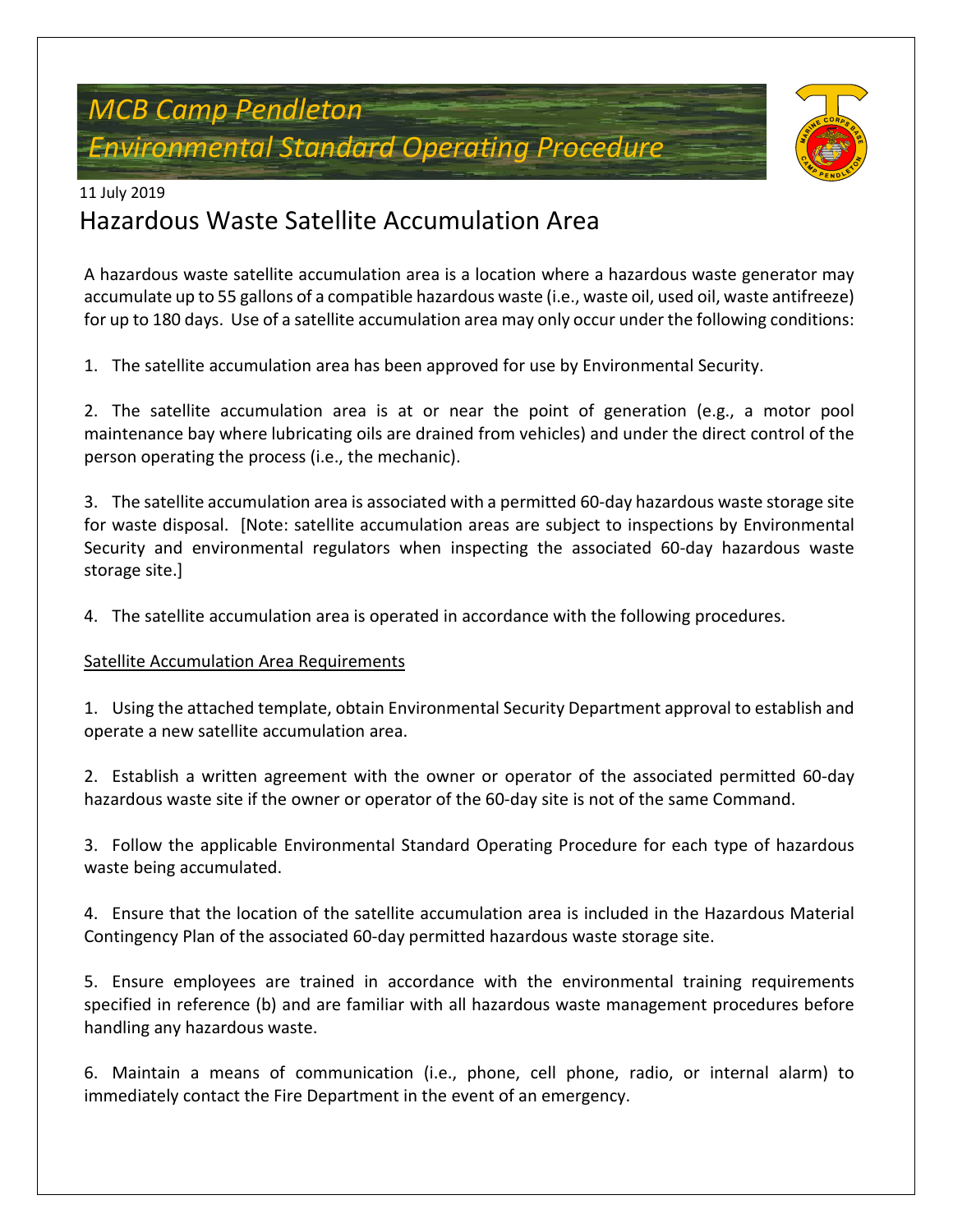# MCB Camp Pendleton
# Environmental Standard Operating Procedure

11 July 2019

## Hazardous Waste Satellite Accumulation Area

A hazardous waste satellite accumulation area is a location where a hazardous waste generator may accumulate up to 55 gallons of a compatible hazardous waste (i.e., waste oil, used oil, waste antifreeze) for up to 180 days. Use of a satellite accumulation area may only occur under the following conditions:

1. The satellite accumulation area has been approved for use by Environmental Security.

2. The satellite accumulation area is at or near the point of generation (e.g., a motor pool maintenance bay where lubricating oils are drained from vehicles) and under the direct control of the person operating the process (i.e., the mechanic).

3. The satellite accumulation area is associated with a permitted 60-day hazardous waste storage site for waste disposal. [Note: satellite accumulation areas are subject to inspections by Environmental Security and environmental regulators when inspecting the associated 60-day hazardous waste storage site.]

4. The satellite accumulation area is operated in accordance with the following procedures.

<u>Satellite Accumulation Area Requirements</u>

1. Using the attached template, obtain Environmental Security Department approval to establish and operate a new satellite accumulation area.

2. Establish a written agreement with the owner or operator of the associated permitted 60-day hazardous waste site if the owner or operator of the 60-day site is not of the same Command.

3. Follow the applicable Environmental Standard Operating Procedure for each type of hazardous waste being accumulated.

4. Ensure that the location of the satellite accumulation area is included in the Hazardous Material Contingency Plan of the associated 60-day permitted hazardous waste storage site.

5. Ensure employees are trained in accordance with the environmental training requirements specified in reference (b) and are familiar with all hazardous waste management procedures before handling any hazardous waste.

6. Maintain a means of communication (i.e., phone, cell phone, radio, or internal alarm) to immediately contact the Fire Department in the event of an emergency.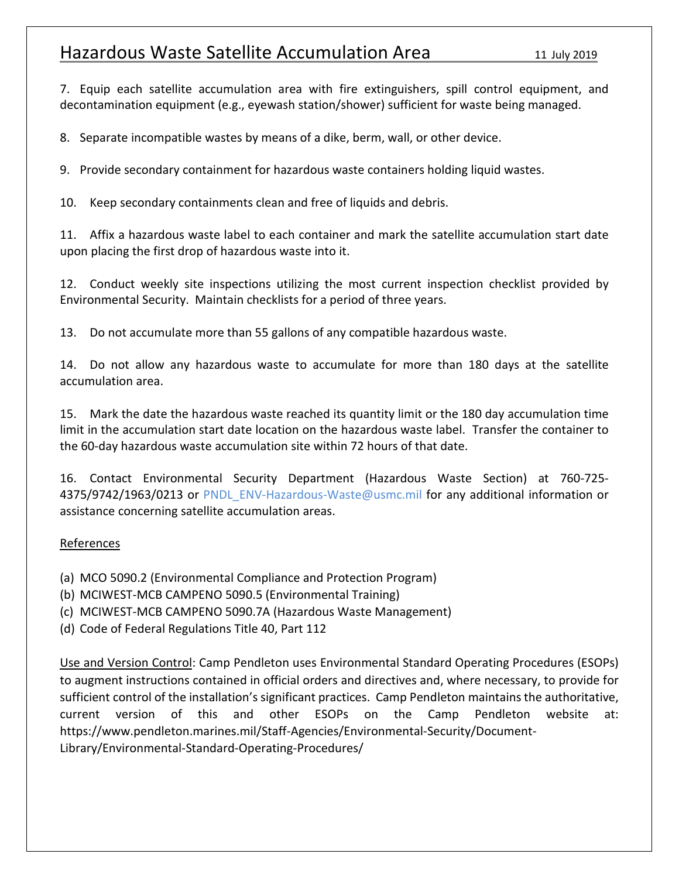7. Equip each satellite accumulation area with fire extinguishers, spill control equipment, and decontamination equipment (e.g., eyewash station/shower) sufficient for waste being managed.

8. Separate incompatible wastes by means of a dike, berm, wall, or other device.

9. Provide secondary containment for hazardous waste containers holding liquid wastes.

10. Keep secondary containments clean and free of liquids and debris.

11. Affix a hazardous waste label to each container and mark the satellite accumulation start date upon placing the first drop of hazardous waste into it.

12. Conduct weekly site inspections utilizing the most current inspection checklist provided by Environmental Security. Maintain checklists for a period of three years.

13. Do not accumulate more than 55 gallons of any compatible hazardous waste.

14. Do not allow any hazardous waste to accumulate for more than 180 days at the satellite accumulation area.

15. Mark the date the hazardous waste reached its quantity limit or the 180 day accumulation time limit in the accumulation start date location on the hazardous waste label. Transfer the container to the 60-day hazardous waste accumulation site within 72 hours of that date.

16. Contact Environmental Security Department (Hazardous Waste Section) at 760-725-4375/9742/1963/0213 or PNDL_ENV-Hazardous-Waste@usmc.mil for any additional information or assistance concerning satellite accumulation areas.

References

(a) MCO 5090.2 (Environmental Compliance and Protection Program)
(b) MCIWEST-MCB CAMPENO 5090.5 (Environmental Training)
(c) MCIWEST-MCB CAMPENO 5090.7A (Hazardous Waste Management)
(d) Code of Federal Regulations Title 40, Part 112

Use and Version Control: Camp Pendleton uses Environmental Standard Operating Procedures (ESOPs) to augment instructions contained in official orders and directives and, where necessary, to provide for sufficient control of the installation's significant practices. Camp Pendleton maintains the authoritative, current version of this and other ESOPs on the Camp Pendleton website at: https://www.pendleton.marines.mil/Staff-Agencies/Environmental-Security/Document-Library/Environmental-Standard-Operating-Procedures/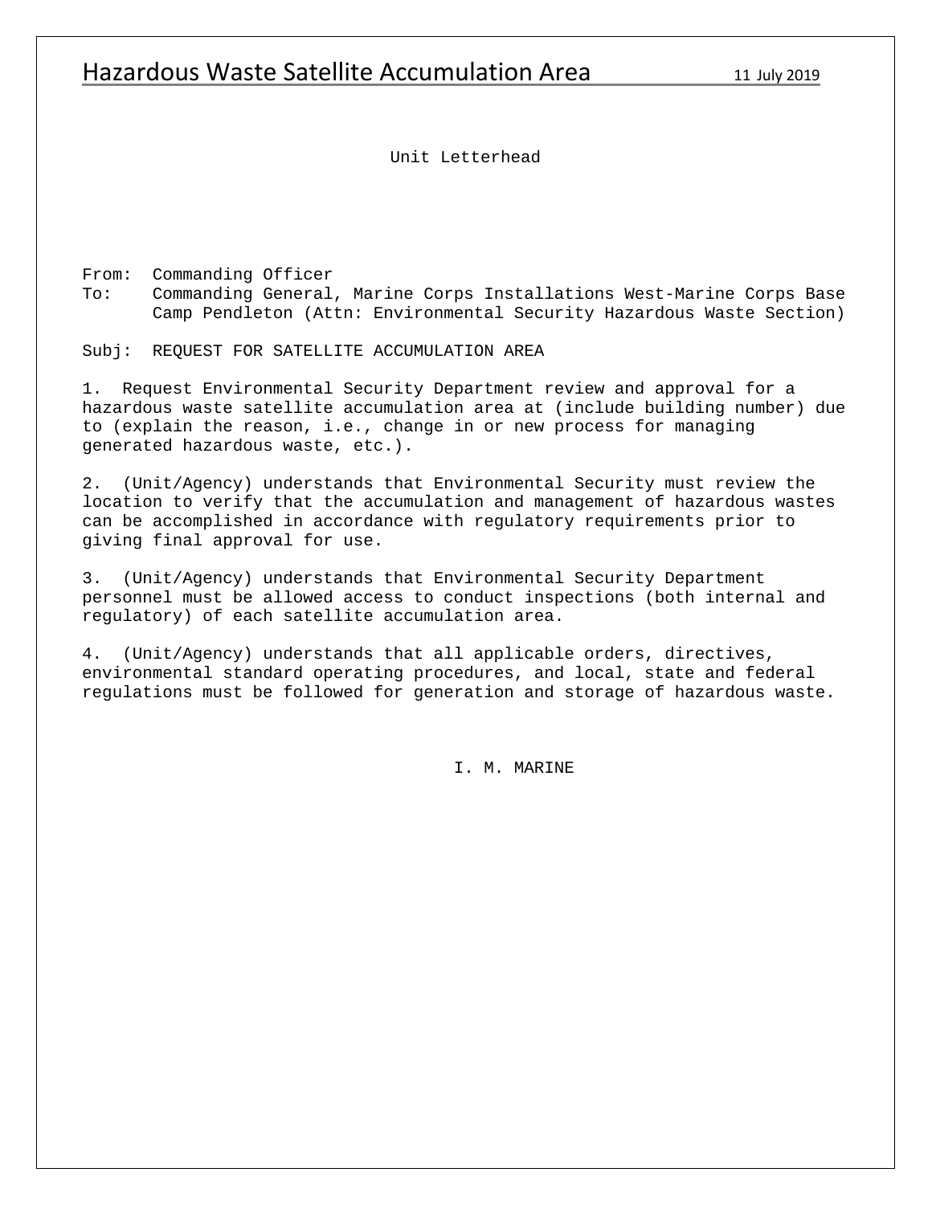Unit Letterhead

From: Commanding Officer
To: Commanding General, Marine Corps Installations West-Marine Corps Base Camp Pendleton (Attn: Environmental Security Hazardous Waste Section)

Subj: REQUEST FOR SATELLITE ACCUMULATION AREA

1. Request Environmental Security Department review and approval for a hazardous waste satellite accumulation area at (include building number) due to (explain the reason, i.e., change in or new process for managing generated hazardous waste, etc.).

2. (Unit/Agency) understands that Environmental Security must review the location to verify that the accumulation and management of hazardous wastes can be accomplished in accordance with regulatory requirements prior to giving final approval for use.

3. (Unit/Agency) understands that Environmental Security Department personnel must be allowed access to conduct inspections (both internal and regulatory) of each satellite accumulation area.

4. (Unit/Agency) understands that all applicable orders, directives, environmental standard operating procedures, and local, state and federal regulations must be followed for generation and storage of hazardous waste.

I. M. MARINE